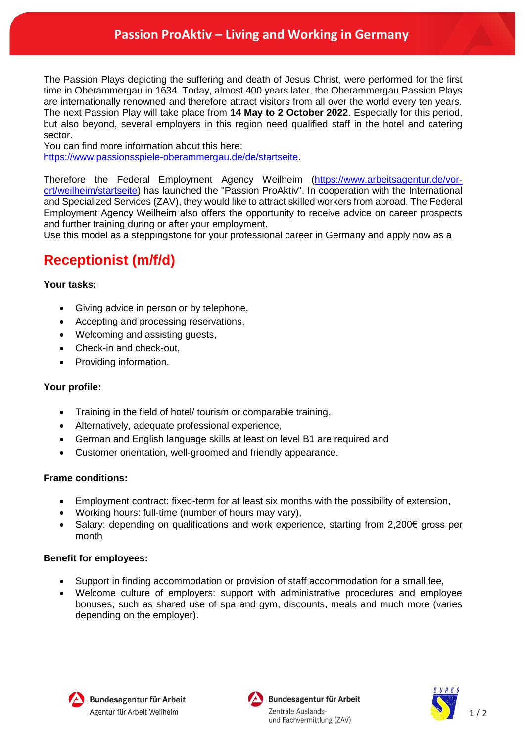# Passion ProAktiv – Living and Working in Germany

The Passion Plays depicting the suffering and death of Jesus Christ, were performed for the first time in Oberammergau in 1634. Today, almost 400 years later, the Oberammergau Passion Plays are internationally renowned and therefore attract visitors from all over the world every ten years. The next Passion Play will take place from **14 May to 2 October 2022**. Especially for this period, but also beyond, several employers in this region need qualified staff in the hotel and catering sector.
You can find more information about this here:
https://www.passionsspiele-oberammergau.de/de/startseite.

Therefore the Federal Employment Agency Weilheim (https://www.arbeitsagentur.de/vor-ort/weilheim/startseite) has launched the "Passion ProAktiv". In cooperation with the International and Specialized Services (ZAV), they would like to attract skilled workers from abroad. The Federal Employment Agency Weilheim also offers the opportunity to receive advice on career prospects and further training during or after your employment.
Use this model as a steppingstone for your professional career in Germany and apply now as a

## Receptionist (m/f/d)

**Your tasks:**

- Giving advice in person or by telephone,
- Accepting and processing reservations,
- Welcoming and assisting guests,
- Check-in and check-out,
- Providing information.

**Your profile:**

- Training in the field of hotel/ tourism or comparable training,
- Alternatively, adequate professional experience,
- German and English language skills at least on level B1 are required and
- Customer orientation, well-groomed and friendly appearance.

**Frame conditions:**

- Employment contract: fixed-term for at least six months with the possibility of extension,
- Working hours: full-time (number of hours may vary),
- Salary: depending on qualifications and work experience, starting from 2,200€ gross per month

**Benefit for employees:**

- Support in finding accommodation or provision of staff accommodation for a small fee,
- Welcome culture of employers: support with administrative procedures and employee bonuses, such as shared use of spa and gym, discounts, meals and much more (varies depending on the employer).

Bundesagentur für Arbeit
Agentur für Arbeit Weilheim

Bundesagentur für Arbeit
Zentrale Auslands- und Fachvermittlung (ZAV)

EURES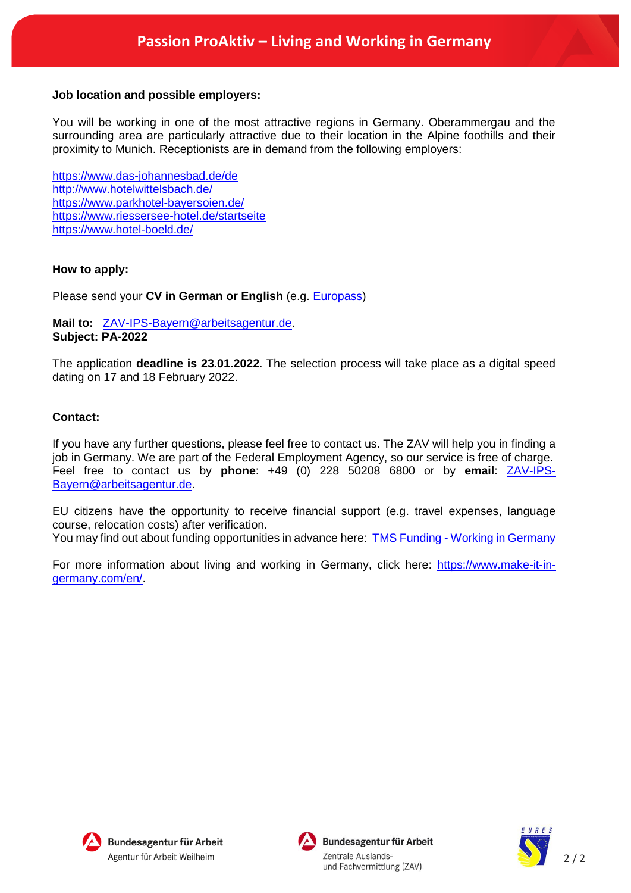**Job location and possible employers:**

You will be working in one of the most attractive regions in Germany. Oberammergau and the surrounding area are particularly attractive due to their location in the Alpine foothills and their proximity to Munich. Receptionists are in demand from the following employers:

https://www.das-johannesbad.de/de
http://www.hotelwittelsbach.de/
https://www.parkhotel-bayersoien.de/
https://www.riessersee-hotel.de/startseite
https://www.hotel-boeld.de/

**How to apply:**

Please send your **CV in German or English** (e.g. Europass)

**Mail to:** ZAV-IPS-Bayern@arbeitsagentur.de.
**Subject: PA-2022**

The application **deadline is 23.01.2022**. The selection process will take place as a digital speed dating on 17 and 18 February 2022.

**Contact:**

If you have any further questions, please feel free to contact us. The ZAV will help you in finding a job in Germany. We are part of the Federal Employment Agency, so our service is free of charge. Feel free to contact us by **phone**: +49 (0) 228 50208 6800 or by **email**: ZAV-IPS-Bayern@arbeitsagentur.de.

EU citizens have the opportunity to receive financial support (e.g. travel expenses, language course, relocation costs) after verification.
You may find out about funding opportunities in advance here: TMS Funding - Working in Germany

For more information about living and working in Germany, click here: https://www.make-it-in-germany.com/en/.

Bundesagentur für Arbeit
Agentur für Arbeit Weilheim

Bundesagentur für Arbeit
Zentrale Auslands- und Fachvermittlung (ZAV)

EURES